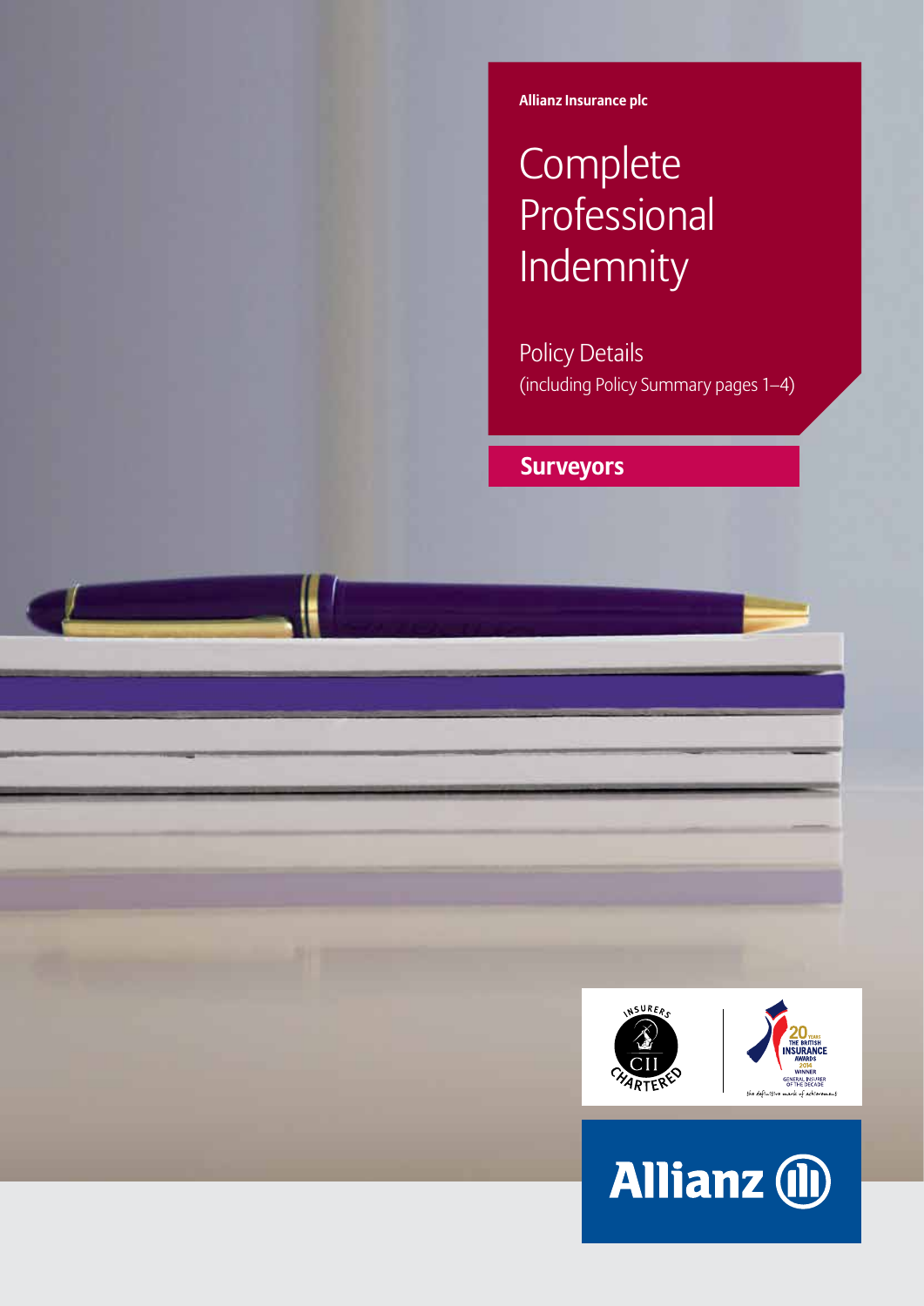Allianz Insurance plc

# Complete Professional Indemnity

Policy Details
(including Policy Summary pages 1–4)

## Surveyors

INSURERS CII CHARTERED

20 YEARS THE BRITISH INSURANCE AWARDS 2014 WINNER GENERAL INSURER OF THE DECADE
the definitive mark of achievement

Allianz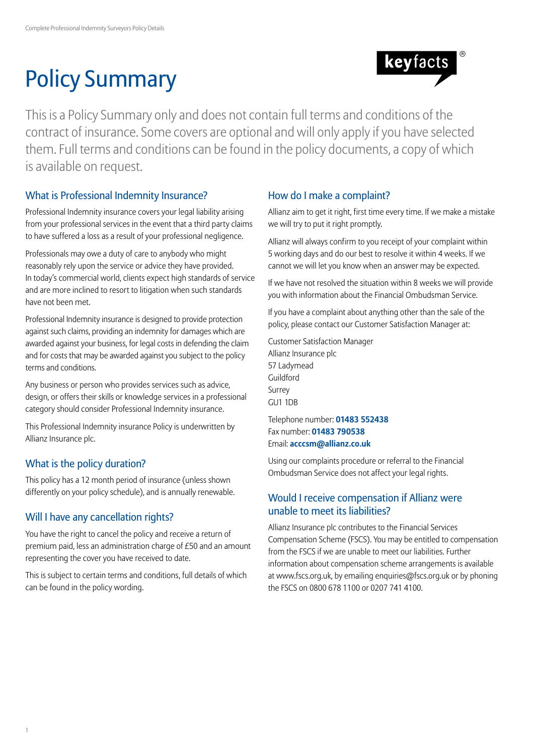# Policy Summary

keyfacts®

This is a Policy Summary only and does not contain full terms and conditions of the contract of insurance. Some covers are optional and will only apply if you have selected them. Full terms and conditions can be found in the policy documents, a copy of which is available on request.

## What is Professional Indemnity Insurance?

Professional Indemnity insurance covers your legal liability arising from your professional services in the event that a third party claims to have suffered a loss as a result of your professional negligence.

Professionals may owe a duty of care to anybody who might reasonably rely upon the service or advice they have provided. In today's commercial world, clients expect high standards of service and are more inclined to resort to litigation when such standards have not been met.

Professional Indemnity insurance is designed to provide protection against such claims, providing an indemnity for damages which are awarded against your business, for legal costs in defending the claim and for costs that may be awarded against you subject to the policy terms and conditions.

Any business or person who provides services such as advice, design, or offers their skills or knowledge services in a professional category should consider Professional Indemnity insurance.

This Professional Indemnity insurance Policy is underwritten by Allianz Insurance plc.

## What is the policy duration?

This policy has a 12 month period of insurance (unless shown differently on your policy schedule), and is annually renewable.

## Will I have any cancellation rights?

You have the right to cancel the policy and receive a return of premium paid, less an administration charge of £50 and an amount representing the cover you have received to date.

This is subject to certain terms and conditions, full details of which can be found in the policy wording.

## How do I make a complaint?

Allianz aim to get it right, first time every time. If we make a mistake we will try to put it right promptly.

Allianz will always confirm to you receipt of your complaint within 5 working days and do our best to resolve it within 4 weeks. If we cannot we will let you know when an answer may be expected.

If we have not resolved the situation within 8 weeks we will provide you with information about the Financial Ombudsman Service.

If you have a complaint about anything other than the sale of the policy, please contact our Customer Satisfaction Manager at:

Customer Satisfaction Manager
Allianz Insurance plc
57 Ladymead
Guildford
Surrey
GU1 1DB

Telephone number: **01483 552438**
Fax number: **01483 790538**
Email: **acccsm@allianz.co.uk**

Using our complaints procedure or referral to the Financial Ombudsman Service does not affect your legal rights.

## Would I receive compensation if Allianz were unable to meet its liabilities?

Allianz Insurance plc contributes to the Financial Services Compensation Scheme (FSCS). You may be entitled to compensation from the FSCS if we are unable to meet our liabilities. Further information about compensation scheme arrangements is available at www.fscs.org.uk, by emailing enquiries@fscs.org.uk or by phoning the FSCS on 0800 678 1100 or 0207 741 4100.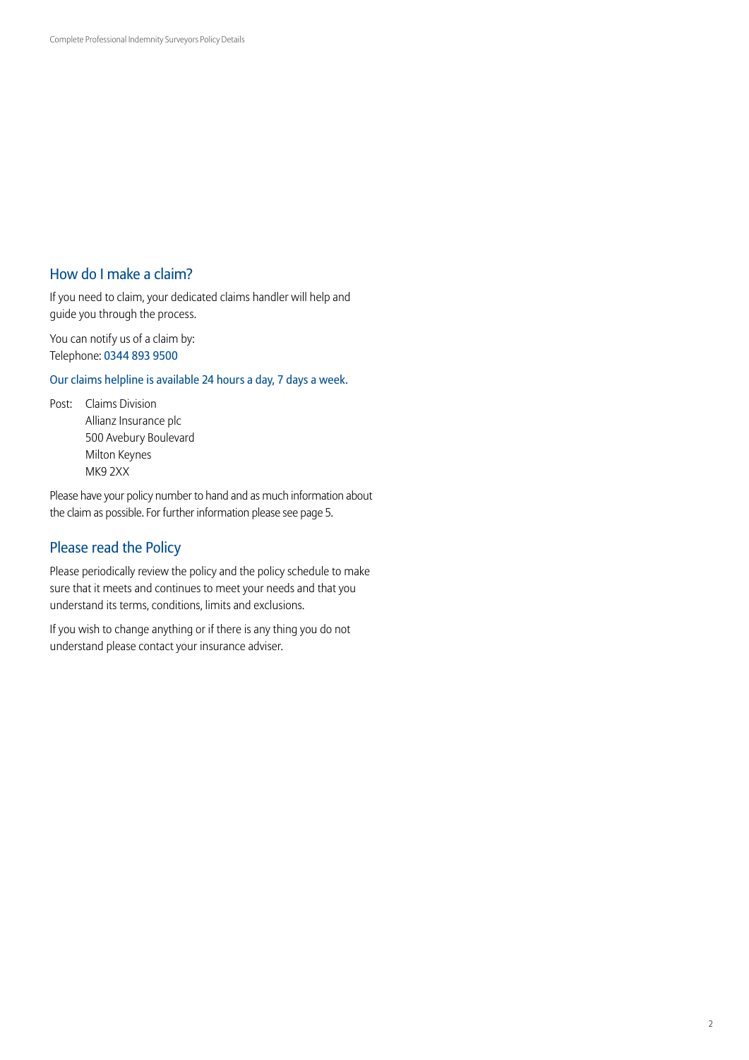## How do I make a claim?

If you need to claim, your dedicated claims handler will help and guide you through the process.

You can notify us of a claim by:
Telephone: 0344 893 9500

Our claims helpline is available 24 hours a day, 7 days a week.

Post: Claims Division
Allianz Insurance plc
500 Avebury Boulevard
Milton Keynes
MK9 2XX

Please have your policy number to hand and as much information about the claim as possible. For further information please see page 5.

## Please read the Policy

Please periodically review the policy and the policy schedule to make sure that it meets and continues to meet your needs and that you understand its terms, conditions, limits and exclusions.

If you wish to change anything or if there is any thing you do not understand please contact your insurance adviser.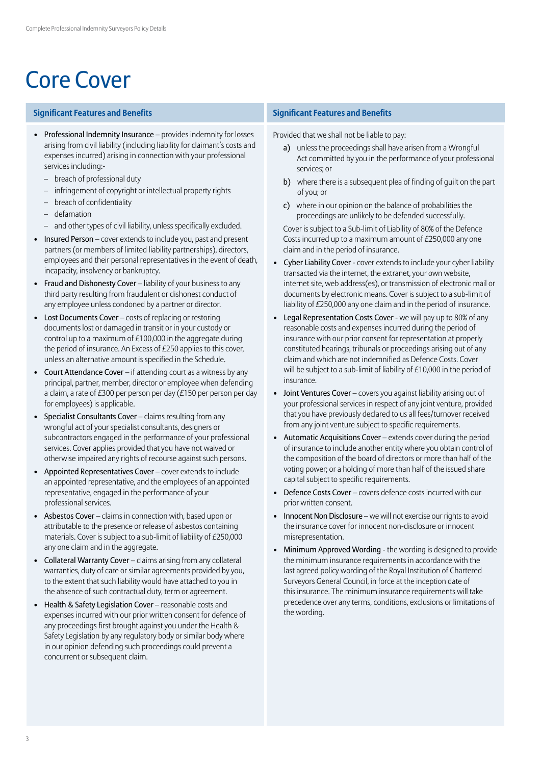# Core Cover

### Significant Features and Benefits

- **Professional Indemnity Insurance** – provides indemnity for losses arising from civil liability (including liability for claimant's costs and expenses incurred) arising in connection with your professional services including:-
  - breach of professional duty
  - infringement of copyright or intellectual property rights
  - breach of confidentiality
  - defamation
  - and other types of civil liability, unless specifically excluded.
- **Insured Person** – cover extends to include you, past and present partners (or members of limited liability partnerships), directors, employees and their personal representatives in the event of death, incapacity, insolvency or bankruptcy.
- **Fraud and Dishonesty Cover** – liability of your business to any third party resulting from fraudulent or dishonest conduct of any employee unless condoned by a partner or director.
- **Lost Documents Cover** – costs of replacing or restoring documents lost or damaged in transit or in your custody or control up to a maximum of £100,000 in the aggregate during the period of insurance. An Excess of £250 applies to this cover, unless an alternative amount is specified in the Schedule.
- **Court Attendance Cover** – if attending court as a witness by any principal, partner, member, director or employee when defending a claim, a rate of £300 per person per day (£150 per person per day for employees) is applicable.
- **Specialist Consultants Cover** – claims resulting from any wrongful act of your specialist consultants, designers or subcontractors engaged in the performance of your professional services. Cover applies provided that you have not waived or otherwise impaired any rights of recourse against such persons.
- **Appointed Representatives Cover** – cover extends to include an appointed representative, and the employees of an appointed representative, engaged in the performance of your professional services.
- **Asbestos Cover** – claims in connection with, based upon or attributable to the presence or release of asbestos containing materials. Cover is subject to a sub-limit of liability of £250,000 any one claim and in the aggregate.
- **Collateral Warranty Cover** – claims arising from any collateral warranties, duty of care or similar agreements provided by you, to the extent that such liability would have attached to you in the absence of such contractual duty, term or agreement.
- **Health & Safety Legislation Cover** – reasonable costs and expenses incurred with our prior written consent for defence of any proceedings first brought against you under the Health & Safety Legislation by any regulatory body or similar body where in our opinion defending such proceedings could prevent a concurrent or subsequent claim.

  Provided that we shall not be liable to pay:

  a) unless the proceedings shall have arisen from a Wrongful Act committed by you in the performance of your professional services; or

  b) where there is a subsequent plea of finding of guilt on the part of you; or

  c) where in our opinion on the balance of probabilities the proceedings are unlikely to be defended successfully.

  Cover is subject to a Sub-limit of Liability of 80% of the Defence Costs incurred up to a maximum amount of £250,000 any one claim and in the period of insurance.
- **Cyber Liability Cover** - cover extends to include your cyber liability transacted via the internet, the extranet, your own website, internet site, web address(es), or transmission of electronic mail or documents by electronic means. Cover is subject to a sub-limit of liability of £250,000 any one claim and in the period of insurance.
- **Legal Representation Costs Cover** - we will pay up to 80% of any reasonable costs and expenses incurred during the period of insurance with our prior consent for representation at properly constituted hearings, tribunals or proceedings arising out of any claim and which are not indemnified as Defence Costs. Cover will be subject to a sub-limit of liability of £10,000 in the period of insurance.
- **Joint Ventures Cover** – covers you against liability arising out of your professional services in respect of any joint venture, provided that you have previously declared to us all fees/turnover received from any joint venture subject to specific requirements.
- **Automatic Acquisitions Cover** – extends cover during the period of insurance to include another entity where you obtain control of the composition of the board of directors or more than half of the voting power; or a holding of more than half of the issued share capital subject to specific requirements.
- **Defence Costs Cover** – covers defence costs incurred with our prior written consent.
- **Innocent Non Disclosure** – we will not exercise our rights to avoid the insurance cover for innocent non-disclosure or innocent misrepresentation.
- **Minimum Approved Wording** - the wording is designed to provide the minimum insurance requirements in accordance with the last agreed policy wording of the Royal Institution of Chartered Surveyors General Council, in force at the inception date of this insurance. The minimum insurance requirements will take precedence over any terms, conditions, exclusions or limitations of the wording.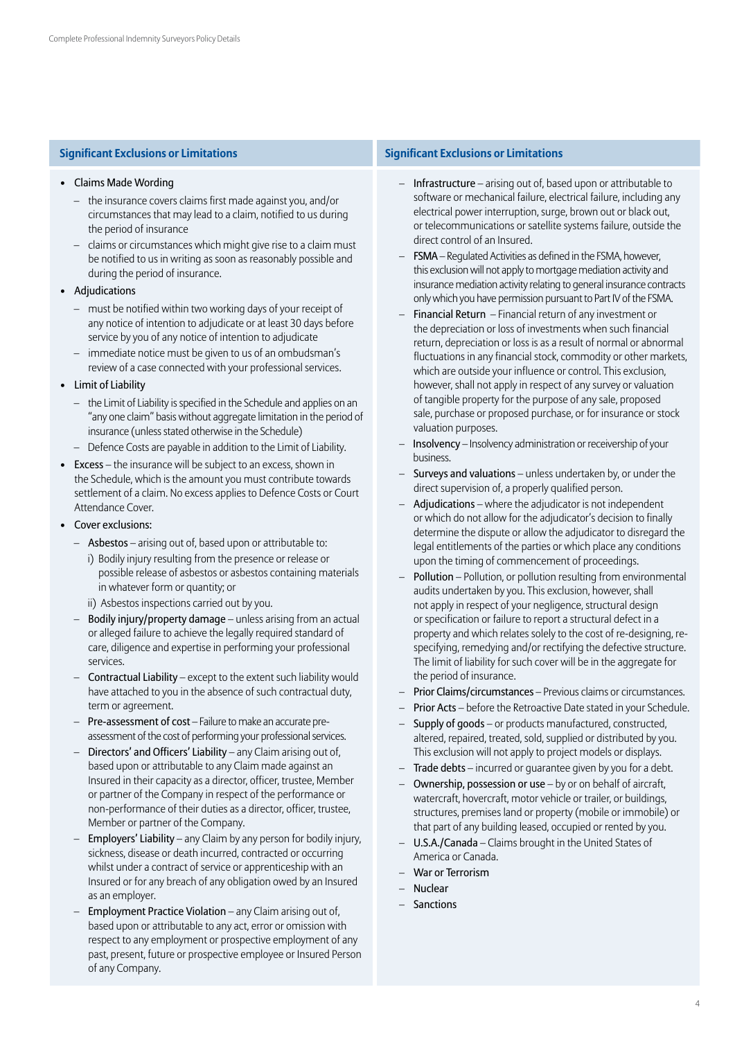## Significant Exclusions or Limitations

- Claims Made Wording
  - the insurance covers claims first made against you, and/or circumstances that may lead to a claim, notified to us during the period of insurance
  - claims or circumstances which might give rise to a claim must be notified to us in writing as soon as reasonably possible and during the period of insurance.
- Adjudications
  - must be notified within two working days of your receipt of any notice of intention to adjudicate or at least 30 days before service by you of any notice of intention to adjudicate
  - immediate notice must be given to us of an ombudsman's review of a case connected with your professional services.
- Limit of Liability
  - the Limit of Liability is specified in the Schedule and applies on an "any one claim" basis without aggregate limitation in the period of insurance (unless stated otherwise in the Schedule)
  - Defence Costs are payable in addition to the Limit of Liability.
- Excess – the insurance will be subject to an excess, shown in the Schedule, which is the amount you must contribute towards settlement of a claim. No excess applies to Defence Costs or Court Attendance Cover.
- Cover exclusions:
  - Asbestos – arising out of, based upon or attributable to:
    i) Bodily injury resulting from the presence or release or possible release of asbestos or asbestos containing materials in whatever form or quantity; or
    ii) Asbestos inspections carried out by you.
  - Bodily injury/property damage – unless arising from an actual or alleged failure to achieve the legally required standard of care, diligence and expertise in performing your professional services.
  - Contractual Liability – except to the extent such liability would have attached to you in the absence of such contractual duty, term or agreement.
  - Pre-assessment of cost – Failure to make an accurate pre-assessment of the cost of performing your professional services.
  - Directors' and Officers' Liability – any Claim arising out of, based upon or attributable to any Claim made against an Insured in their capacity as a director, officer, trustee, Member or partner of the Company in respect of the performance or non-performance of their duties as a director, officer, trustee, Member or partner of the Company.
  - Employers' Liability – any Claim by any person for bodily injury, sickness, disease or death incurred, contracted or occurring whilst under a contract of service or apprenticeship with an Insured or for any breach of any obligation owed by an Insured as an employer.
  - Employment Practice Violation – any Claim arising out of, based upon or attributable to any act, error or omission with respect to any employment or prospective employment of any past, present, future or prospective employee or Insured Person of any Company.
  - Infrastructure – arising out of, based upon or attributable to software or mechanical failure, electrical failure, including any electrical power interruption, surge, brown out or black out, or telecommunications or satellite systems failure, outside the direct control of an Insured.
  - FSMA – Regulated Activities as defined in the FSMA, however, this exclusion will not apply to mortgage mediation activity and insurance mediation activity relating to general insurance contracts only which you have permission pursuant to Part IV of the FSMA.
  - Financial Return – Financial return of any investment or the depreciation or loss of investments when such financial return, depreciation or loss is as a result of normal or abnormal fluctuations in any financial stock, commodity or other markets, which are outside your influence or control. This exclusion, however, shall not apply in respect of any survey or valuation of tangible property for the purpose of any sale, proposed sale, purchase or proposed purchase, or for insurance or stock valuation purposes.
  - Insolvency – Insolvency administration or receivership of your business.
  - Surveys and valuations – unless undertaken by, or under the direct supervision of, a properly qualified person.
  - Adjudications – where the adjudicator is not independent or which do not allow for the adjudicator's decision to finally determine the dispute or allow the adjudicator to disregard the legal entitlements of the parties or which place any conditions upon the timing of commencement of proceedings.
  - Pollution – Pollution, or pollution resulting from environmental audits undertaken by you. This exclusion, however, shall not apply in respect of your negligence, structural design or specification or failure to report a structural defect in a property and which relates solely to the cost of re-designing, re-specifying, remedying and/or rectifying the defective structure. The limit of liability for such cover will be in the aggregate for the period of insurance.
  - Prior Claims/circumstances – Previous claims or circumstances.
  - Prior Acts – before the Retroactive Date stated in your Schedule.
  - Supply of goods – or products manufactured, constructed, altered, repaired, treated, sold, supplied or distributed by you. This exclusion will not apply to project models or displays.
  - Trade debts – incurred or guarantee given by you for a debt.
  - Ownership, possession or use – by or on behalf of aircraft, watercraft, hovercraft, motor vehicle or trailer, or buildings, structures, premises land or property (mobile or immobile) or that part of any building leased, occupied or rented by you.
  - U.S.A./Canada – Claims brought in the United States of America or Canada.
  - War or Terrorism
  - Nuclear
  - Sanctions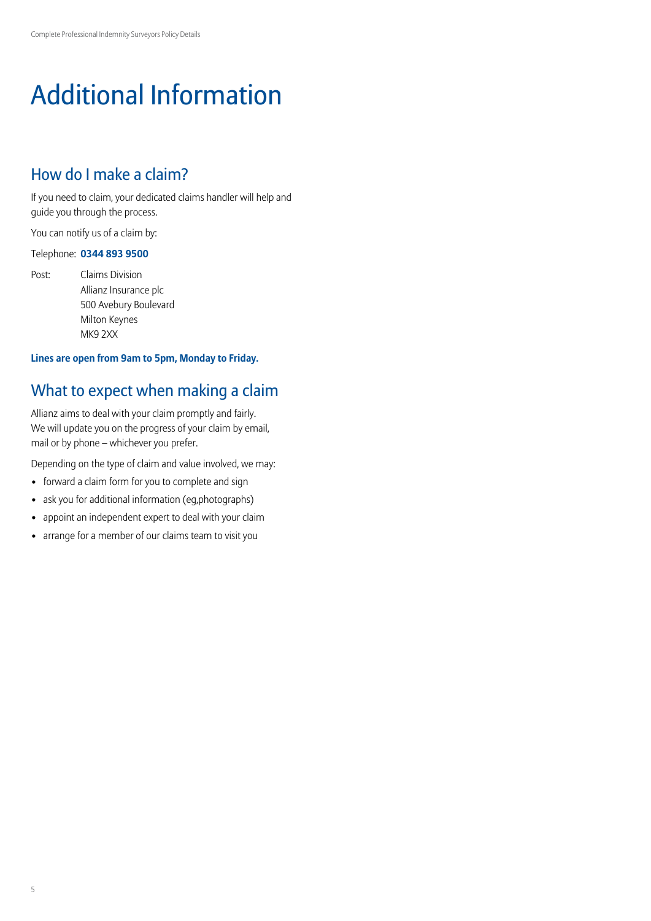# Additional Information

## How do I make a claim?

If you need to claim, your dedicated claims handler will help and guide you through the process.

You can notify us of a claim by:

Telephone: **0344 893 9500**

Post: Claims Division
Allianz Insurance plc
500 Avebury Boulevard
Milton Keynes
MK9 2XX

**Lines are open from 9am to 5pm, Monday to Friday.**

## What to expect when making a claim

Allianz aims to deal with your claim promptly and fairly. We will update you on the progress of your claim by email, mail or by phone – whichever you prefer.

Depending on the type of claim and value involved, we may:

- forward a claim form for you to complete and sign
- ask you for additional information (eg,photographs)
- appoint an independent expert to deal with your claim
- arrange for a member of our claims team to visit you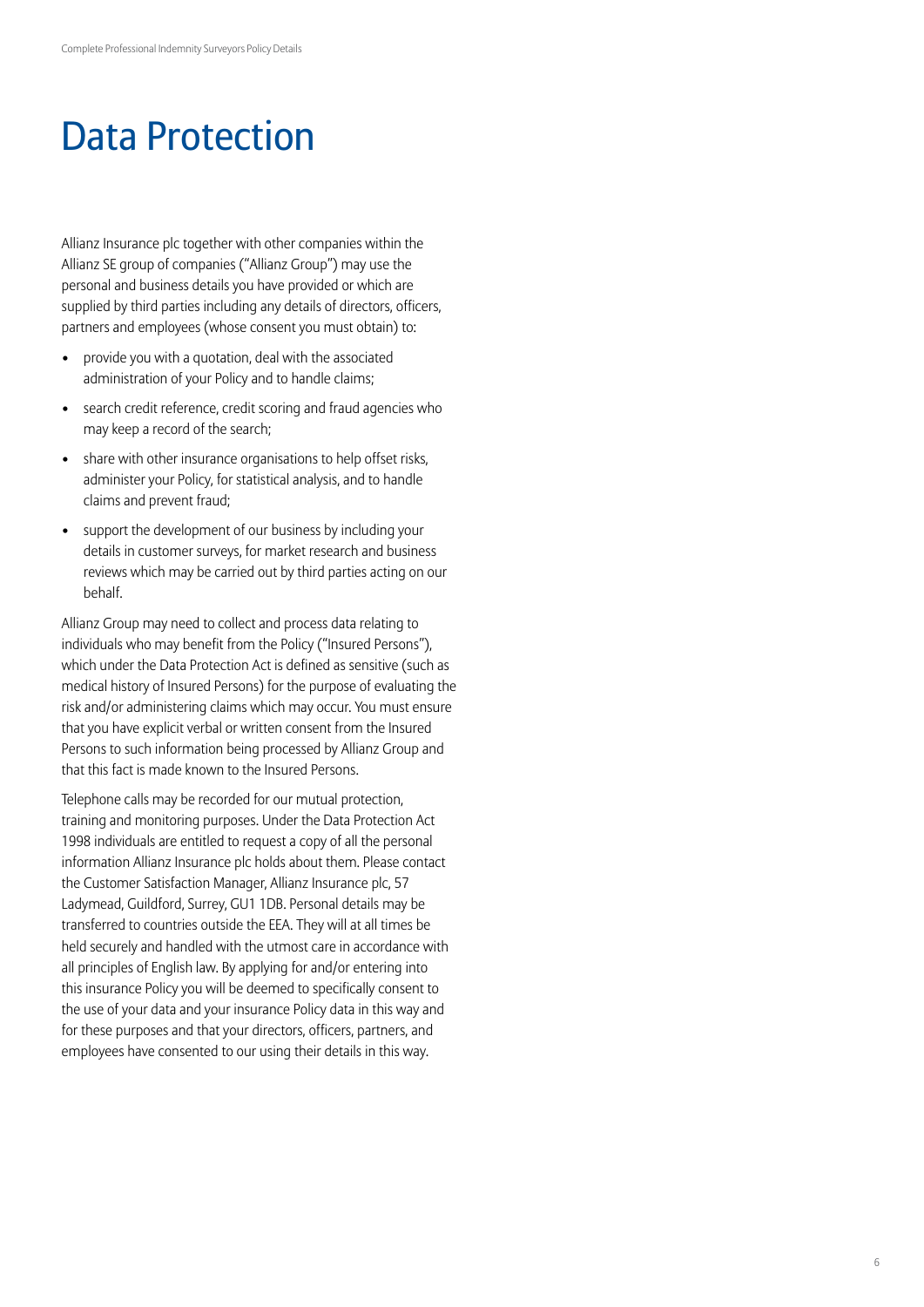# Data Protection

Allianz Insurance plc together with other companies within the Allianz SE group of companies ("Allianz Group") may use the personal and business details you have provided or which are supplied by third parties including any details of directors, officers, partners and employees (whose consent you must obtain) to:

- provide you with a quotation, deal with the associated administration of your Policy and to handle claims;
- search credit reference, credit scoring and fraud agencies who may keep a record of the search;
- share with other insurance organisations to help offset risks, administer your Policy, for statistical analysis, and to handle claims and prevent fraud;
- support the development of our business by including your details in customer surveys, for market research and business reviews which may be carried out by third parties acting on our behalf.

Allianz Group may need to collect and process data relating to individuals who may benefit from the Policy ("Insured Persons"), which under the Data Protection Act is defined as sensitive (such as medical history of Insured Persons) for the purpose of evaluating the risk and/or administering claims which may occur. You must ensure that you have explicit verbal or written consent from the Insured Persons to such information being processed by Allianz Group and that this fact is made known to the Insured Persons.

Telephone calls may be recorded for our mutual protection, training and monitoring purposes. Under the Data Protection Act 1998 individuals are entitled to request a copy of all the personal information Allianz Insurance plc holds about them. Please contact the Customer Satisfaction Manager, Allianz Insurance plc, 57 Ladymead, Guildford, Surrey, GU1 1DB. Personal details may be transferred to countries outside the EEA. They will at all times be held securely and handled with the utmost care in accordance with all principles of English law. By applying for and/or entering into this insurance Policy you will be deemed to specifically consent to the use of your data and your insurance Policy data in this way and for these purposes and that your directors, officers, partners, and employees have consented to our using their details in this way.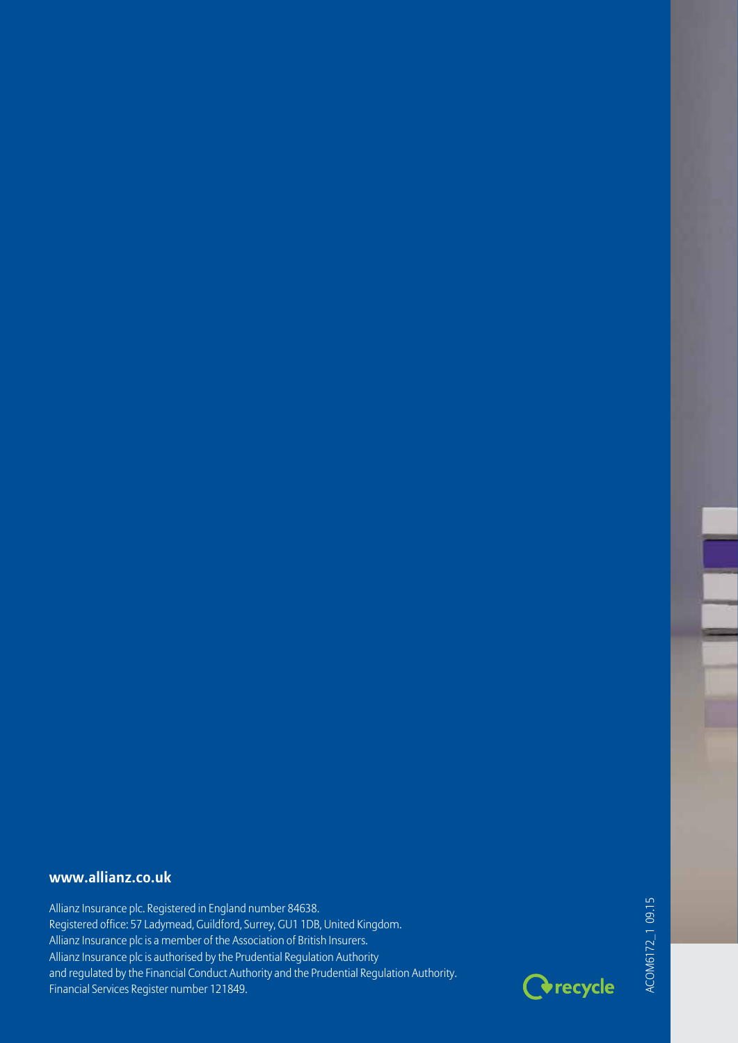**www.allianz.co.uk**

Allianz Insurance plc. Registered in England number 84638.
Registered office: 57 Ladymead, Guildford, Surrey, GU1 1DB, United Kingdom.
Allianz Insurance plc is a member of the Association of British Insurers.
Allianz Insurance plc is authorised by the Prudential Regulation Authority
and regulated by the Financial Conduct Authority and the Prudential Regulation Authority.
Financial Services Register number 121849.

recycle

ACOM6172_1 09.15